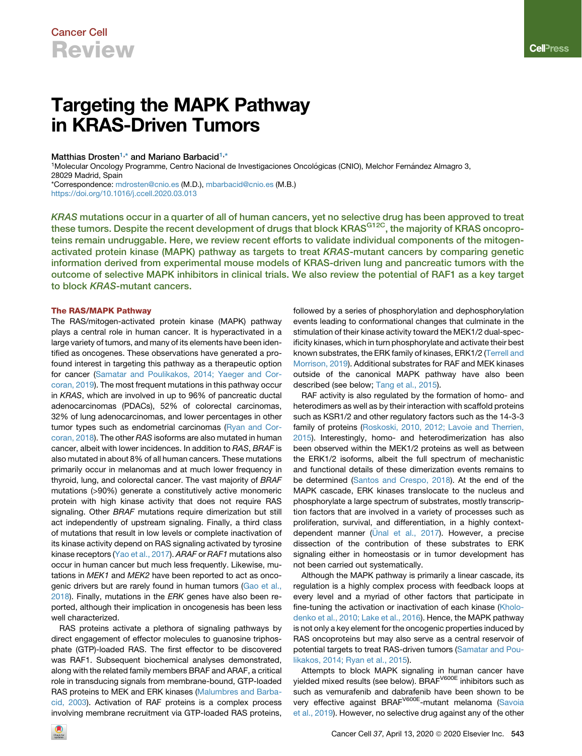Cancer Cell

Review

# Targeting the MAPK Pathway in KRAS-Driven Tumors

Matthias Drosten[1,*] and Mariano Barbacid[1,*]

[1]Molecular Oncology Programme, Centro Nacional de Investigaciones Oncológicas (CNIO), Melchor Fernández Almagro 3, 28029 Madrid, Spain

*Correspondence: mdrosten@cnio.es (M.D.), mbarbacid@cnio.es (M.B.)

https://doi.org/10.1016/j.ccell.2020.03.013

***KRAS*** **mutations occur in a quarter of all of human cancers, yet no selective drug has been approved to treat these tumors. Despite the recent development of drugs that block KRAS$^{G12C}$, the majority of KRAS oncoproteins remain undruggable. Here, we review recent efforts to validate individual components of the mitogen-activated protein kinase (MAPK) pathway as targets to treat** ***KRAS*****-mutant cancers by comparing genetic information derived from experimental mouse models of KRAS-driven lung and pancreatic tumors with the outcome of selective MAPK inhibitors in clinical trials. We also review the potential of RAF1 as a key target to block** ***KRAS*****-mutant cancers.**

## The RAS/MAPK Pathway

The RAS/mitogen-activated protein kinase (MAPK) pathway plays a central role in human cancer. It is hyperactivated in a large variety of tumors, and many of its elements have been identified as oncogenes. These observations have generated a profound interest in targeting this pathway as a therapeutic option for cancer (Samatar and Poulikakos, 2014; Yaeger and Corcoran, 2019). The most frequent mutations in this pathway occur in *KRAS*, which are involved in up to 96% of pancreatic ductal adenocarcinomas (PDACs), 52% of colorectal carcinomas, 32% of lung adenocarcinomas, and lower percentages in other tumor types such as endometrial carcinomas (Ryan and Corcoran, 2018). The other *RAS* isoforms are also mutated in human cancer, albeit with lower incidences. In addition to *RAS*, *BRAF* is also mutated in about 8% of all human cancers. These mutations primarily occur in melanomas and at much lower frequency in thyroid, lung, and colorectal cancer. The vast majority of *BRAF* mutations (>90%) generate a constitutively active monomeric protein with high kinase activity that does not require RAS signaling. Other *BRAF* mutations require dimerization but still act independently of upstream signaling. Finally, a third class of mutations that result in low levels or complete inactivation of its kinase activity depend on RAS signaling activated by tyrosine kinase receptors (Yao et al., 2017). *ARAF* or *RAF1* mutations also occur in human cancer but much less frequently. Likewise, mutations in *MEK1* and *MEK2* have been reported to act as oncogenic drivers but are rarely found in human tumors (Gao et al., 2018). Finally, mutations in the *ERK* genes have also been reported, although their implication in oncogenesis has been less well characterized.

RAS proteins activate a plethora of signaling pathways by direct engagement of effector molecules to guanosine triphosphate (GTP)-loaded RAS. The first effector to be discovered was RAF1. Subsequent biochemical analyses demonstrated, along with the related family members BRAF and ARAF, a critical role in transducing signals from membrane-bound, GTP-loaded RAS proteins to MEK and ERK kinases (Malumbres and Barbacid, 2003). Activation of RAF proteins is a complex process involving membrane recruitment via GTP-loaded RAS proteins, followed by a series of phosphorylation and dephosphorylation events leading to conformational changes that culminate in the stimulation of their kinase activity toward the MEK1/2 dual-specificity kinases, which in turn phosphorylate and activate their best known substrates, the ERK family of kinases, ERK1/2 (Terrell and Morrison, 2019). Additional substrates for RAF and MEK kinases outside of the canonical MAPK pathway have also been described (see below; Tang et al., 2015).

RAF activity is also regulated by the formation of homo- and heterodimers as well as by their interaction with scaffold proteins such as KSR1/2 and other regulatory factors such as the 14-3-3 family of proteins (Roskoski, 2010, 2012; Lavoie and Therrien, 2015). Interestingly, homo- and heterodimerization has also been observed within the MEK1/2 proteins as well as between the ERK1/2 isoforms, albeit the full spectrum of mechanistic and functional details of these dimerization events remains to be determined (Santos and Crespo, 2018). At the end of the MAPK cascade, ERK kinases translocate to the nucleus and phosphorylate a large spectrum of substrates, mostly transcription factors that are involved in a variety of processes such as proliferation, survival, and differentiation, in a highly context-dependent manner (Ünal et al., 2017). However, a precise dissection of the contribution of these substrates to ERK signaling either in homeostasis or in tumor development has not been carried out systematically.

Although the MAPK pathway is primarily a linear cascade, its regulation is a highly complex process with feedback loops at every level and a myriad of other factors that participate in fine-tuning the activation or inactivation of each kinase (Kholodenko et al., 2010; Lake et al., 2016). Hence, the MAPK pathway is not only a key element for the oncogenic properties induced by RAS oncoproteins but may also serve as a central reservoir of potential targets to treat RAS-driven tumors (Samatar and Poulikakos, 2014; Ryan et al., 2015).

Attempts to block MAPK signaling in human cancer have yielded mixed results (see below). BRAF$^{V600E}$ inhibitors such as vemurafenib and dabrafenib have been shown to be very effective against BRAF$^{V600E}$-mutant melanoma (Savoia et al., 2019). However, no selective drug against any of the other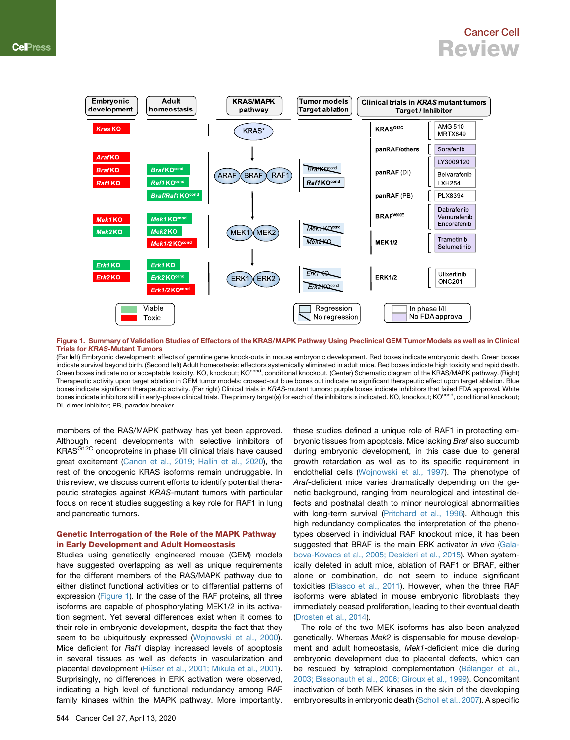**Figure 1. Summary of Validation Studies of Effectors of the KRAS/MAPK Pathway Using Preclinical GEM Tumor Models as well as in Clinical Trials for *KRAS*-Mutant Tumors**

(Far left) Embryonic development: effects of germline gene knock-outs in mouse embryonic development. Red boxes indicate embryonic death. Green boxes indicate survival beyond birth. (Second left) Adult homeostasis: effectors systemically eliminated in adult mice. Red boxes indicate high toxicity and rapid death. Green boxes indicate no or acceptable toxicity. KO, knockout; KO$^{cond}$, conditional knockout. (Center) Schematic diagram of the KRAS/MAPK pathway. (Right) Therapeutic activity upon target ablation in GEM tumor models: crossed-out blue boxes out indicate no significant therapeutic effect upon target ablation. Blue boxes indicate significant therapeutic activity. (Far right) Clinical trials in *KRAS*-mutant tumors: purple boxes indicate inhibitors that failed FDA approval. White boxes indicate inhibitors still in early-phase clinical trials. The primary target(s) for each of the inhibitors is indicated. KO, knockout; KO$^{cond}$, conditional knockout; DI, dimer inhibitor; PB, paradox breaker.

members of the RAS/MAPK pathway has yet been approved. Although recent developments with selective inhibitors of KRAS$^{G12C}$ oncoproteins in phase I/II clinical trials have caused great excitement (Canon et al., 2019; Hallin et al., 2020), the rest of the oncogenic KRAS isoforms remain undruggable. In this review, we discuss current efforts to identify potential therapeutic strategies against *KRAS*-mutant tumors with particular focus on recent studies suggesting a key role for RAF1 in lung and pancreatic tumors.

## Genetic Interrogation of the Role of the MAPK Pathway in Early Development and Adult Homeostasis

Studies using genetically engineered mouse (GEM) models have suggested overlapping as well as unique requirements for the different members of the RAS/MAPK pathway due to either distinct functional activities or to differential patterns of expression (Figure 1). In the case of the RAF proteins, all three isoforms are capable of phosphorylating MEK1/2 in its activation segment. Yet several differences exist when it comes to their role in embryonic development, despite the fact that they seem to be ubiquitously expressed (Wojnowski et al., 2000). Mice deficient for *Raf1* display increased levels of apoptosis in several tissues as well as defects in vascularization and placental development (Hüser et al., 2001; Mikula et al., 2001). Surprisingly, no differences in ERK activation were observed, indicating a high level of functional redundancy among RAF family kinases within the MAPK pathway. More importantly, these studies defined a unique role of RAF1 in protecting embryonic tissues from apoptosis. Mice lacking *Braf* also succumb during embryonic development, in this case due to general growth retardation as well as to its specific requirement in endothelial cells (Wojnowski et al., 1997). The phenotype of *Araf*-deficient mice varies dramatically depending on the genetic background, ranging from neurological and intestinal defects and postnatal death to minor neurological abnormalities with long-term survival (Pritchard et al., 1996). Although this high redundancy complicates the interpretation of the phenotypes observed in individual RAF knockout mice, it has been suggested that BRAF is the main ERK activator *in vivo* (Galabova-Kovacs et al., 2005; Desideri et al., 2015). When systemically deleted in adult mice, ablation of RAF1 or BRAF, either alone or combination, do not seem to induce significant toxicities (Blasco et al., 2011). However, when the three RAF isoforms were ablated in mouse embryonic fibroblasts they immediately ceased proliferation, leading to their eventual death (Drosten et al., 2014).

The role of the two MEK isoforms has also been analyzed genetically. Whereas *Mek2* is dispensable for mouse development and adult homeostasis, *Mek1*-deficient mice die during embryonic development due to placental defects, which can be rescued by tetraploid complementation (Bélanger et al., 2003; Bissonauth et al., 2006; Giroux et al., 1999). Concomitant inactivation of both MEK kinases in the skin of the developing embryo results in embryonic death (Scholl et al., 2007). A specific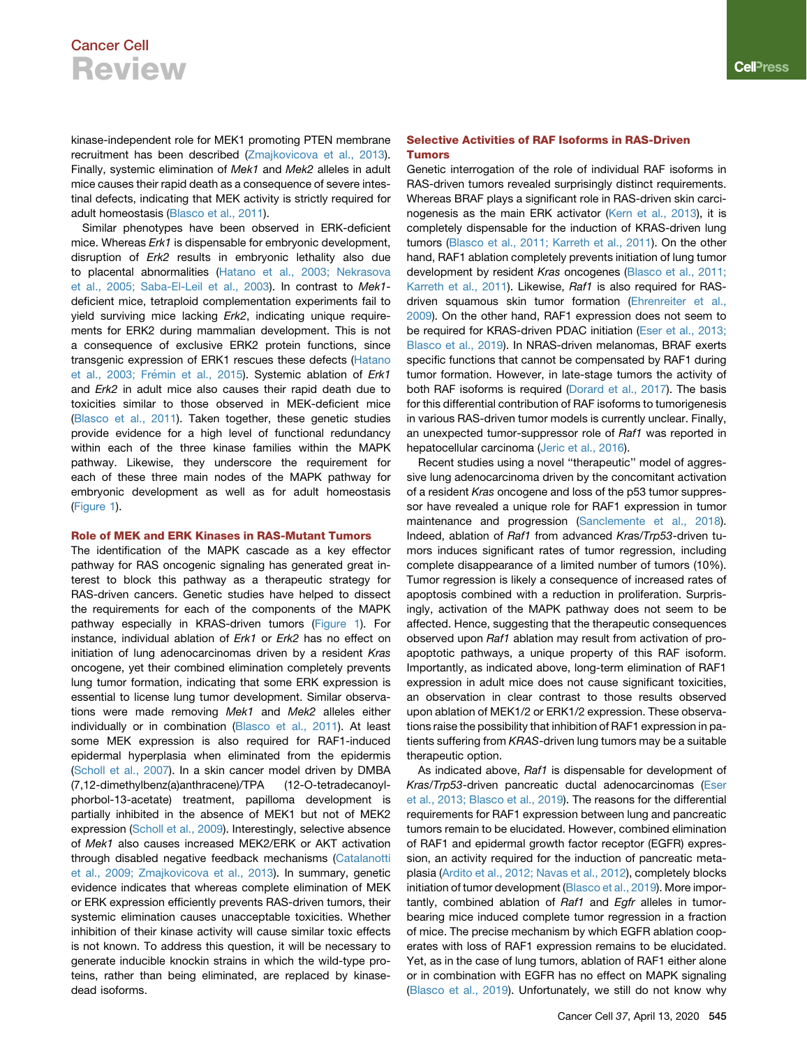kinase-independent role for MEK1 promoting PTEN membrane recruitment has been described (Zmajkovicova et al., 2013). Finally, systemic elimination of *Mek1* and *Mek2* alleles in adult mice causes their rapid death as a consequence of severe intestinal defects, indicating that MEK activity is strictly required for adult homeostasis (Blasco et al., 2011).

Similar phenotypes have been observed in ERK-deficient mice. Whereas *Erk1* is dispensable for embryonic development, disruption of *Erk2* results in embryonic lethality also due to placental abnormalities (Hatano et al., 2003; Nekrasova et al., 2005; Saba-El-Leil et al., 2003). In contrast to *Mek1*-deficient mice, tetraploid complementation experiments fail to yield surviving mice lacking *Erk2*, indicating unique requirements for ERK2 during mammalian development. This is not a consequence of exclusive ERK2 protein functions, since transgenic expression of ERK1 rescues these defects (Hatano et al., 2003; Frémin et al., 2015). Systemic ablation of *Erk1* and *Erk2* in adult mice also causes their rapid death due to toxicities similar to those observed in MEK-deficient mice (Blasco et al., 2011). Taken together, these genetic studies provide evidence for a high level of functional redundancy within each of the three kinase families within the MAPK pathway. Likewise, they underscore the requirement for each of these three main nodes of the MAPK pathway for embryonic development as well as for adult homeostasis (Figure 1).

## Role of MEK and ERK Kinases in RAS-Mutant Tumors

The identification of the MAPK cascade as a key effector pathway for RAS oncogenic signaling has generated great interest to block this pathway as a therapeutic strategy for RAS-driven cancers. Genetic studies have helped to dissect the requirements for each of the components of the MAPK pathway especially in KRAS-driven tumors (Figure 1). For instance, individual ablation of *Erk1* or *Erk2* has no effect on initiation of lung adenocarcinomas driven by a resident *Kras* oncogene, yet their combined elimination completely prevents lung tumor formation, indicating that some ERK expression is essential to license lung tumor development. Similar observations were made removing *Mek1* and *Mek2* alleles either individually or in combination (Blasco et al., 2011). At least some MEK expression is also required for RAF1-induced epidermal hyperplasia when eliminated from the epidermis (Scholl et al., 2007). In a skin cancer model driven by DMBA (7,12-dimethylbenz(a)anthracene)/TPA (12-O-tetradecanoyl-phorbol-13-acetate) treatment, papilloma development is partially inhibited in the absence of MEK1 but not of MEK2 expression (Scholl et al., 2009). Interestingly, selective absence of *Mek1* also causes increased MEK2/ERK or AKT activation through disabled negative feedback mechanisms (Catalanotti et al., 2009; Zmajkovicova et al., 2013). In summary, genetic evidence indicates that whereas complete elimination of MEK or ERK expression efficiently prevents RAS-driven tumors, their systemic elimination causes unacceptable toxicities. Whether inhibition of their kinase activity will cause similar toxic effects is not known. To address this question, it will be necessary to generate inducible knockin strains in which the wild-type proteins, rather than being eliminated, are replaced by kinase-dead isoforms.

## Selective Activities of RAF Isoforms in RAS-Driven Tumors

Genetic interrogation of the role of individual RAF isoforms in RAS-driven tumors revealed surprisingly distinct requirements. Whereas BRAF plays a significant role in RAS-driven skin carcinogenesis as the main ERK activator (Kern et al., 2013), it is completely dispensable for the induction of KRAS-driven lung tumors (Blasco et al., 2011; Karreth et al., 2011). On the other hand, RAF1 ablation completely prevents initiation of lung tumor development by resident *Kras* oncogenes (Blasco et al., 2011; Karreth et al., 2011). Likewise, *Raf1* is also required for RAS-driven squamous skin tumor formation (Ehrenreiter et al., 2009). On the other hand, RAF1 expression does not seem to be required for KRAS-driven PDAC initiation (Eser et al., 2013; Blasco et al., 2019). In NRAS-driven melanomas, BRAF exerts specific functions that cannot be compensated by RAF1 during tumor formation. However, in late-stage tumors the activity of both RAF isoforms is required (Dorard et al., 2017). The basis for this differential contribution of RAF isoforms to tumorigenesis in various RAS-driven tumor models is currently unclear. Finally, an unexpected tumor-suppressor role of *Raf1* was reported in hepatocellular carcinoma (Jeric et al., 2016).

Recent studies using a novel "therapeutic" model of aggressive lung adenocarcinoma driven by the concomitant activation of a resident *Kras* oncogene and loss of the p53 tumor suppressor have revealed a unique role for RAF1 expression in tumor maintenance and progression (Sanclemente et al., 2018). Indeed, ablation of *Raf1* from advanced *Kras/Trp53*-driven tumors induces significant rates of tumor regression, including complete disappearance of a limited number of tumors (10%). Tumor regression is likely a consequence of increased rates of apoptosis combined with a reduction in proliferation. Surprisingly, activation of the MAPK pathway does not seem to be affected. Hence, suggesting that the therapeutic consequences observed upon *Raf1* ablation may result from activation of pro-apoptotic pathways, a unique property of this RAF isoform. Importantly, as indicated above, long-term elimination of RAF1 expression in adult mice does not cause significant toxicities, an observation in clear contrast to those results observed upon ablation of MEK1/2 or ERK1/2 expression. These observations raise the possibility that inhibition of RAF1 expression in patients suffering from *KRAS*-driven lung tumors may be a suitable therapeutic option.

As indicated above, *Raf1* is dispensable for development of *Kras/Trp53*-driven pancreatic ductal adenocarcinomas (Eser et al., 2013; Blasco et al., 2019). The reasons for the differential requirements for RAF1 expression between lung and pancreatic tumors remain to be elucidated. However, combined elimination of RAF1 and epidermal growth factor receptor (EGFR) expression, an activity required for the induction of pancreatic metaplasia (Ardito et al., 2012; Navas et al., 2012), completely blocks initiation of tumor development (Blasco et al., 2019). More importantly, combined ablation of *Raf1* and *Egfr* alleles in tumor-bearing mice induced complete tumor regression in a fraction of mice. The precise mechanism by which EGFR ablation cooperates with loss of RAF1 expression remains to be elucidated. Yet, as in the case of lung tumors, ablation of RAF1 either alone or in combination with EGFR has no effect on MAPK signaling (Blasco et al., 2019). Unfortunately, we still do not know why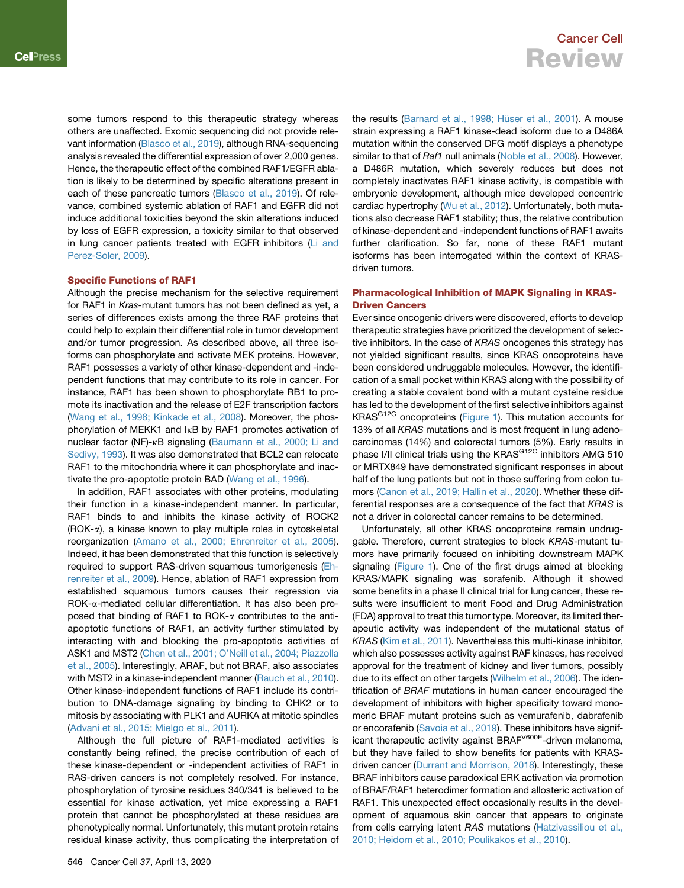some tumors respond to this therapeutic strategy whereas others are unaffected. Exomic sequencing did not provide relevant information (Blasco et al., 2019), although RNA-sequencing analysis revealed the differential expression of over 2,000 genes. Hence, the therapeutic effect of the combined RAF1/EGFR ablation is likely to be determined by specific alterations present in each of these pancreatic tumors (Blasco et al., 2019). Of relevance, combined systemic ablation of RAF1 and EGFR did not induce additional toxicities beyond the skin alterations induced by loss of EGFR expression, a toxicity similar to that observed in lung cancer patients treated with EGFR inhibitors (Li and Perez-Soler, 2009).

### Specific Functions of RAF1

Although the precise mechanism for the selective requirement for RAF1 in *Kras*-mutant tumors has not been defined as yet, a series of differences exists among the three RAF proteins that could help to explain their differential role in tumor development and/or tumor progression. As described above, all three isoforms can phosphorylate and activate MEK proteins. However, RAF1 possesses a variety of other kinase-dependent and -independent functions that may contribute to its role in cancer. For instance, RAF1 has been shown to phosphorylate RB1 to promote its inactivation and the release of E2F transcription factors (Wang et al., 1998; Kinkade et al., 2008). Moreover, the phosphorylation of MEKK1 and IκB by RAF1 promotes activation of nuclear factor (NF)-κB signaling (Baumann et al., 2000; Li and Sedivy, 1993). It was also demonstrated that BCL2 can relocate RAF1 to the mitochondria where it can phosphorylate and inactivate the pro-apoptotic protein BAD (Wang et al., 1996).

In addition, RAF1 associates with other proteins, modulating their function in a kinase-independent manner. In particular, RAF1 binds to and inhibits the kinase activity of ROCK2 (ROK-α), a kinase known to play multiple roles in cytoskeletal reorganization (Amano et al., 2000; Ehrenreiter et al., 2005). Indeed, it has been demonstrated that this function is selectively required to support RAS-driven squamous tumorigenesis (Ehrenreiter et al., 2009). Hence, ablation of RAF1 expression from established squamous tumors causes their regression via ROK-α-mediated cellular differentiation. It has also been proposed that binding of RAF1 to ROK-α contributes to the anti-apoptotic functions of RAF1, an activity further stimulated by interacting with and blocking the pro-apoptotic activities of ASK1 and MST2 (Chen et al., 2001; O'Neill et al., 2004; Piazzolla et al., 2005). Interestingly, ARAF, but not BRAF, also associates with MST2 in a kinase-independent manner (Rauch et al., 2010). Other kinase-independent functions of RAF1 include its contribution to DNA-damage signaling by binding to CHK2 or to mitosis by associating with PLK1 and AURKA at mitotic spindles (Advani et al., 2015; Mielgo et al., 2011).

Although the full picture of RAF1-mediated activities is constantly being refined, the precise contribution of each of these kinase-dependent or -independent activities of RAF1 in RAS-driven cancers is not completely resolved. For instance, phosphorylation of tyrosine residues 340/341 is believed to be essential for kinase activation, yet mice expressing a RAF1 protein that cannot be phosphorylated at these residues are phenotypically normal. Unfortunately, this mutant protein retains residual kinase activity, thus complicating the interpretation of the results (Barnard et al., 1998; Hüser et al., 2001). A mouse strain expressing a RAF1 kinase-dead isoform due to a D486A mutation within the conserved DFG motif displays a phenotype similar to that of *Raf1* null animals (Noble et al., 2008). However, a D486R mutation, which severely reduces but does not completely inactivates RAF1 kinase activity, is compatible with embryonic development, although mice developed concentric cardiac hypertrophy (Wu et al., 2012). Unfortunately, both mutations also decrease RAF1 stability; thus, the relative contribution of kinase-dependent and -independent functions of RAF1 awaits further clarification. So far, none of these RAF1 mutant isoforms has been interrogated within the context of KRAS-driven tumors.

### Pharmacological Inhibition of MAPK Signaling in KRAS-Driven Cancers

Ever since oncogenic drivers were discovered, efforts to develop therapeutic strategies have prioritized the development of selective inhibitors. In the case of *KRAS* oncogenes this strategy has not yielded significant results, since KRAS oncoproteins have been considered undruggable molecules. However, the identification of a small pocket within KRAS along with the possibility of creating a stable covalent bond with a mutant cysteine residue has led to the development of the first selective inhibitors against $KRAS^{G12C}$ oncoproteins (Figure 1). This mutation accounts for 13% of all *KRAS* mutations and is most frequent in lung adenocarcinomas (14%) and colorectal tumors (5%). Early results in phase I/II clinical trials using the $KRAS^{G12C}$ inhibitors AMG 510 or MRTX849 have demonstrated significant responses in about half of the lung patients but not in those suffering from colon tumors (Canon et al., 2019; Hallin et al., 2020). Whether these differential responses are a consequence of the fact that *KRAS* is not a driver in colorectal cancer remains to be determined.

Unfortunately, all other KRAS oncoproteins remain undruggable. Therefore, current strategies to block *KRAS*-mutant tumors have primarily focused on inhibiting downstream MAPK signaling (Figure 1). One of the first drugs aimed at blocking KRAS/MAPK signaling was sorafenib. Although it showed some benefits in a phase II clinical trial for lung cancer, these results were insufficient to merit Food and Drug Administration (FDA) approval to treat this tumor type. Moreover, its limited therapeutic activity was independent of the mutational status of *KRAS* (Kim et al., 2011). Nevertheless this multi-kinase inhibitor, which also possesses activity against RAF kinases, has received approval for the treatment of kidney and liver tumors, possibly due to its effect on other targets (Wilhelm et al., 2006). The identification of *BRAF* mutations in human cancer encouraged the development of inhibitors with higher specificity toward monomeric BRAF mutant proteins such as vemurafenib, dabrafenib or encorafenib (Savoia et al., 2019). These inhibitors have significant therapeutic activity against $BRAF^{V600E}$-driven melanoma, but they have failed to show benefits for patients with KRAS-driven cancer (Durrant and Morrison, 2018). Interestingly, these BRAF inhibitors cause paradoxical ERK activation via promotion of BRAF/RAF1 heterodimer formation and allosteric activation of RAF1. This unexpected effect occasionally results in the development of squamous skin cancer that appears to originate from cells carrying latent *RAS* mutations (Hatzivassiliou et al., 2010; Heidorn et al., 2010; Poulikakos et al., 2010).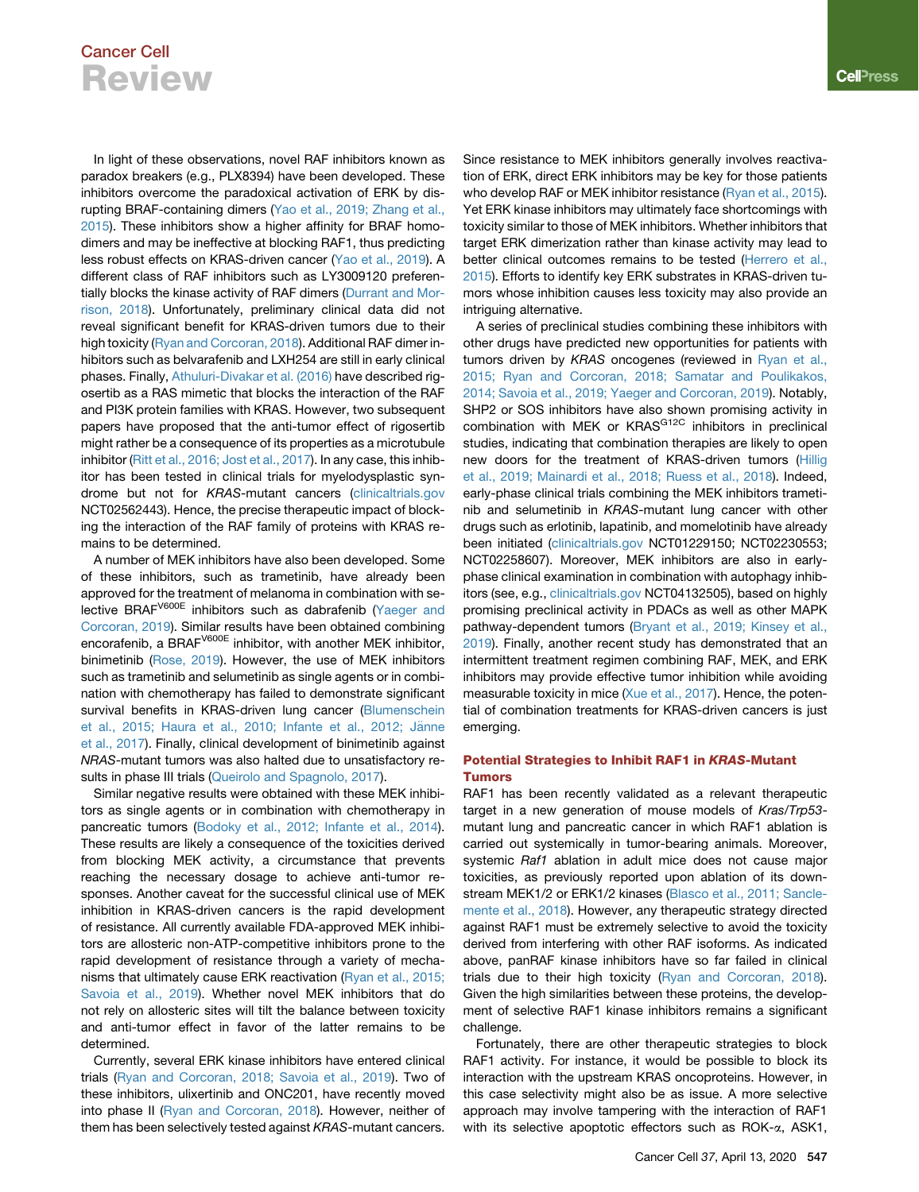In light of these observations, novel RAF inhibitors known as paradox breakers (e.g., PLX8394) have been developed. These inhibitors overcome the paradoxical activation of ERK by disrupting BRAF-containing dimers (Yao et al., 2019; Zhang et al., 2015). These inhibitors show a higher affinity for BRAF homodimers and may be ineffective at blocking RAF1, thus predicting less robust effects on KRAS-driven cancer (Yao et al., 2019). A different class of RAF inhibitors such as LY3009120 preferentially blocks the kinase activity of RAF dimers (Durrant and Morrison, 2018). Unfortunately, preliminary clinical data did not reveal significant benefit for KRAS-driven tumors due to their high toxicity (Ryan and Corcoran, 2018). Additional RAF dimer inhibitors such as belvarafenib and LXH254 are still in early clinical phases. Finally, Athuluri-Divakar et al. (2016) have described rigosertib as a RAS mimetic that blocks the interaction of the RAF and PI3K protein families with KRAS. However, two subsequent papers have proposed that the anti-tumor effect of rigosertib might rather be a consequence of its properties as a microtubule inhibitor (Ritt et al., 2016; Jost et al., 2017). In any case, this inhibitor has been tested in clinical trials for myelodysplastic syndrome but not for *KRAS*-mutant cancers (clinicaltrials.gov NCT02562443). Hence, the precise therapeutic impact of blocking the interaction of the RAF family of proteins with KRAS remains to be determined.

A number of MEK inhibitors have also been developed. Some of these inhibitors, such as trametinib, have already been approved for the treatment of melanoma in combination with selective BRAF$^{V600E}$ inhibitors such as dabrafenib (Yaeger and Corcoran, 2019). Similar results have been obtained combining encorafenib, a BRAF$^{V600E}$ inhibitor, with another MEK inhibitor, binimetinib (Rose, 2019). However, the use of MEK inhibitors such as trametinib and selumetinib as single agents or in combination with chemotherapy has failed to demonstrate significant survival benefits in KRAS-driven lung cancer (Blumenschein et al., 2015; Haura et al., 2010; Infante et al., 2012; Jänne et al., 2017). Finally, clinical development of binimetinib against *NRAS*-mutant tumors was also halted due to unsatisfactory results in phase III trials (Queirolo and Spagnolo, 2017).

Similar negative results were obtained with these MEK inhibitors as single agents or in combination with chemotherapy in pancreatic tumors (Bodoky et al., 2012; Infante et al., 2014). These results are likely a consequence of the toxicities derived from blocking MEK activity, a circumstance that prevents reaching the necessary dosage to achieve anti-tumor responses. Another caveat for the successful clinical use of MEK inhibition in KRAS-driven cancers is the rapid development of resistance. All currently available FDA-approved MEK inhibitors are allosteric non-ATP-competitive inhibitors prone to the rapid development of resistance through a variety of mechanisms that ultimately cause ERK reactivation (Ryan et al., 2015; Savoia et al., 2019). Whether novel MEK inhibitors that do not rely on allosteric sites will tilt the balance between toxicity and anti-tumor effect in favor of the latter remains to be determined.

Currently, several ERK kinase inhibitors have entered clinical trials (Ryan and Corcoran, 2018; Savoia et al., 2019). Two of these inhibitors, ulixertinib and ONC201, have recently moved into phase II (Ryan and Corcoran, 2018). However, neither of them has been selectively tested against *KRAS*-mutant cancers. Since resistance to MEK inhibitors generally involves reactivation of ERK, direct ERK inhibitors may be key for those patients who develop RAF or MEK inhibitor resistance (Ryan et al., 2015). Yet ERK kinase inhibitors may ultimately face shortcomings with toxicity similar to those of MEK inhibitors. Whether inhibitors that target ERK dimerization rather than kinase activity may lead to better clinical outcomes remains to be tested (Herrero et al., 2015). Efforts to identify key ERK substrates in KRAS-driven tumors whose inhibition causes less toxicity may also provide an intriguing alternative.

A series of preclinical studies combining these inhibitors with other drugs have predicted new opportunities for patients with tumors driven by *KRAS* oncogenes (reviewed in Ryan et al., 2015; Ryan and Corcoran, 2018; Samatar and Poulikakos, 2014; Savoia et al., 2019; Yaeger and Corcoran, 2019). Notably, SHP2 or SOS inhibitors have also shown promising activity in combination with MEK or KRAS$^{G12C}$ inhibitors in preclinical studies, indicating that combination therapies are likely to open new doors for the treatment of KRAS-driven tumors (Hillig et al., 2019; Mainardi et al., 2018; Ruess et al., 2018). Indeed, early-phase clinical trials combining the MEK inhibitors trametinib and selumetinib in *KRAS*-mutant lung cancer with other drugs such as erlotinib, lapatinib, and momelotinib have already been initiated (clinicaltrials.gov NCT01229150; NCT02230553; NCT02258607). Moreover, MEK inhibitors are also in early-phase clinical examination in combination with autophagy inhibitors (see, e.g., clinicaltrials.gov NCT04132505), based on highly promising preclinical activity in PDACs as well as other MAPK pathway-dependent tumors (Bryant et al., 2019; Kinsey et al., 2019). Finally, another recent study has demonstrated that an intermittent treatment regimen combining RAF, MEK, and ERK inhibitors may provide effective tumor inhibition while avoiding measurable toxicity in mice (Xue et al., 2017). Hence, the potential of combination treatments for KRAS-driven cancers is just emerging.

## Potential Strategies to Inhibit RAF1 in *KRAS*-Mutant Tumors

RAF1 has been recently validated as a relevant therapeutic target in a new generation of mouse models of *Kras*/*Trp53*-mutant lung and pancreatic cancer in which RAF1 ablation is carried out systemically in tumor-bearing animals. Moreover, systemic *Raf1* ablation in adult mice does not cause major toxicities, as previously reported upon ablation of its downstream MEK1/2 or ERK1/2 kinases (Blasco et al., 2011; Sanclemente et al., 2018). However, any therapeutic strategy directed against RAF1 must be extremely selective to avoid the toxicity derived from interfering with other RAF isoforms. As indicated above, panRAF kinase inhibitors have so far failed in clinical trials due to their high toxicity (Ryan and Corcoran, 2018). Given the high similarities between these proteins, the development of selective RAF1 kinase inhibitors remains a significant challenge.

Fortunately, there are other therapeutic strategies to block RAF1 activity. For instance, it would be possible to block its interaction with the upstream KRAS oncoproteins. However, in this case selectivity might also be as issue. A more selective approach may involve tampering with the interaction of RAF1 with its selective apoptotic effectors such as ROK-α, ASK1,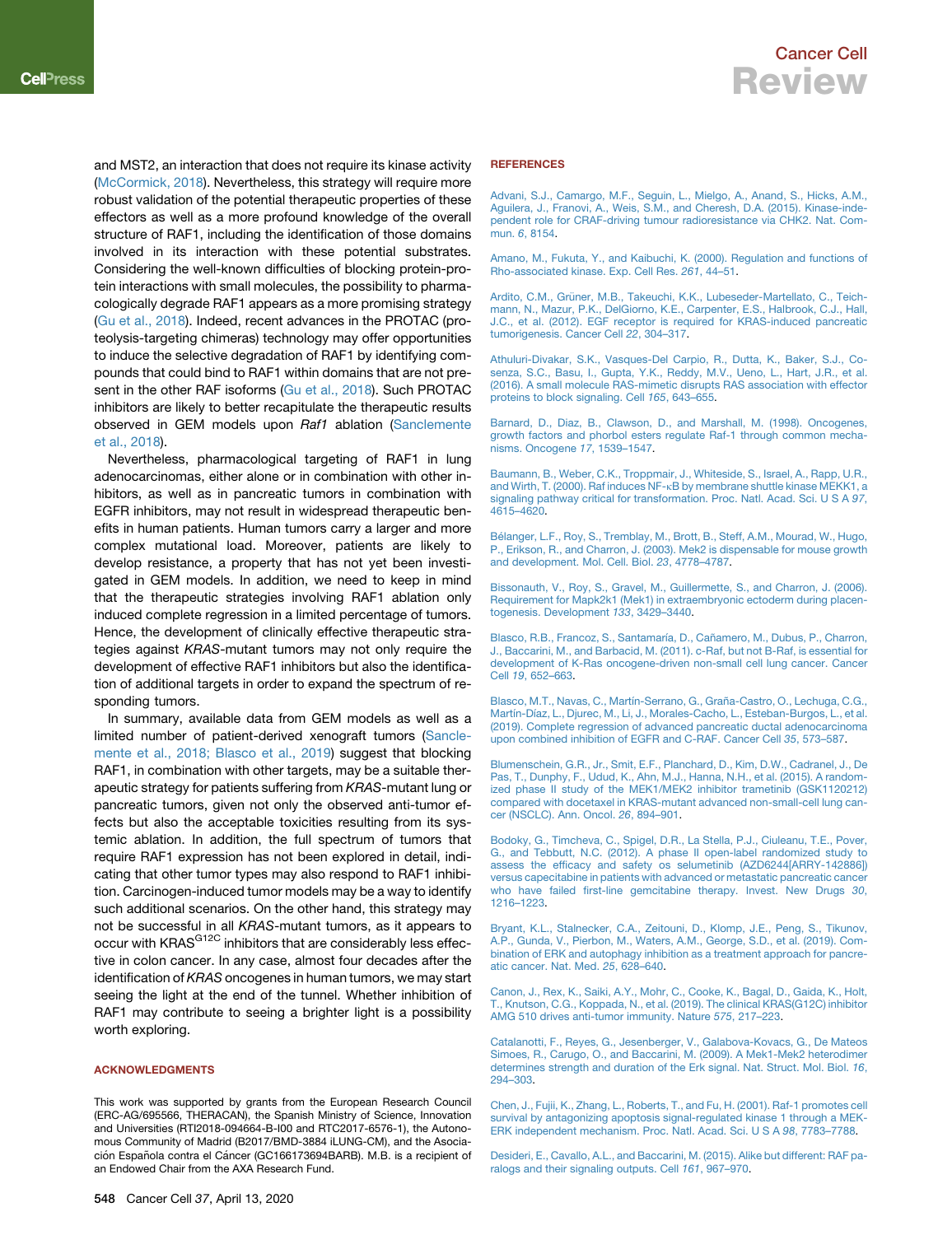and MST2, an interaction that does not require its kinase activity (McCormick, 2018). Nevertheless, this strategy will require more robust validation of the potential therapeutic properties of these effectors as well as a more profound knowledge of the overall structure of RAF1, including the identification of those domains involved in its interaction with these potential substrates. Considering the well-known difficulties of blocking protein-protein interactions with small molecules, the possibility to pharmacologically degrade RAF1 appears as a more promising strategy (Gu et al., 2018). Indeed, recent advances in the PROTAC (proteolysis-targeting chimeras) technology may offer opportunities to induce the selective degradation of RAF1 by identifying compounds that could bind to RAF1 within domains that are not present in the other RAF isoforms (Gu et al., 2018). Such PROTAC inhibitors are likely to better recapitulate the therapeutic results observed in GEM models upon *Raf1* ablation (Sanclemente et al., 2018).

Nevertheless, pharmacological targeting of RAF1 in lung adenocarcinomas, either alone or in combination with other inhibitors, as well as in pancreatic tumors in combination with EGFR inhibitors, may not result in widespread therapeutic benefits in human patients. Human tumors carry a larger and more complex mutational load. Moreover, patients are likely to develop resistance, a property that has not yet been investigated in GEM models. In addition, we need to keep in mind that the therapeutic strategies involving RAF1 ablation only induced complete regression in a limited percentage of tumors. Hence, the development of clinically effective therapeutic strategies against *KRAS*-mutant tumors may not only require the development of effective RAF1 inhibitors but also the identification of additional targets in order to expand the spectrum of responding tumors.

In summary, available data from GEM models as well as a limited number of patient-derived xenograft tumors (Sanclemente et al., 2018; Blasco et al., 2019) suggest that blocking RAF1, in combination with other targets, may be a suitable therapeutic strategy for patients suffering from *KRAS*-mutant lung or pancreatic tumors, given not only the observed anti-tumor effects but also the acceptable toxicities resulting from its systemic ablation. In addition, the full spectrum of tumors that require RAF1 expression has not been explored in detail, indicating that other tumor types may also respond to RAF1 inhibition. Carcinogen-induced tumor models may be a way to identify such additional scenarios. On the other hand, this strategy may not be successful in all *KRAS*-mutant tumors, as it appears to occur with KRAS$^{G12C}$ inhibitors that are considerably less effective in colon cancer. In any case, almost four decades after the identification of *KRAS* oncogenes in human tumors, we may start seeing the light at the end of the tunnel. Whether inhibition of RAF1 may contribute to seeing a brighter light is a possibility worth exploring.

## ACKNOWLEDGMENTS

This work was supported by grants from the European Research Council (ERC-AG/695566, THERACAN), the Spanish Ministry of Science, Innovation and Universities (RTI2018-094664-B-I00 and RTC2017-6576-1), the Autonomous Community of Madrid (B2017/BMD-3884 iLUNG-CM), and the Asociación Española contra el Cáncer (GC16173694BARB). M.B. is a recipient of an Endowed Chair from the AXA Research Fund.

## REFERENCES

Advani, S.J., Camargo, M.F., Seguin, L., Mielgo, A., Anand, S., Hicks, A.M., Aguilera, J., Franovi, A., Weis, S.M., and Cheresh, D.A. (2015). Kinase-independent role for CRAF-driving tumour radioresistance via CHK2. Nat. Commun. *6*, 8154.

Amano, M., Fukuta, Y., and Kaibuchi, K. (2000). Regulation and functions of Rho-associated kinase. Exp. Cell Res. *261*, 44–51.

Ardito, C.M., Grüner, M.B., Takeuchi, K.K., Lubeseder-Martellato, C., Teichmann, N., Mazur, P.K., DelGiorno, K.E., Carpenter, E.S., Halbrook, C.J., Hall, J.C., et al. (2012). EGF receptor is required for KRAS-induced pancreatic tumorigenesis. Cancer Cell *22*, 304–317.

Athuluri-Divakar, S.K., Vasques-Del Carpio, R., Dutta, K., Baker, S.J., Cosenza, S.C., Basu, I., Gupta, Y.K., Reddy, M.V., Ueno, L., Hart, J.R., et al. (2016). A small molecule RAS-mimetic disrupts RAS association with effector proteins to block signaling. Cell *165*, 643–655.

Barnard, D., Diaz, B., Clawson, D., and Marshall, M. (1998). Oncogenes, growth factors and phorbol esters regulate Raf-1 through common mechanisms. Oncogene *17*, 1539–1547.

Baumann, B., Weber, C.K., Troppmair, J., Whiteside, S., Israel, A., Rapp, U.R., and Wirth, T. (2000). Raf induces NF-κB by membrane shuttle kinase MEKK1, a signaling pathway critical for transformation. Proc. Natl. Acad. Sci. U S A *97*, 4615–4620.

Bélanger, L.F., Roy, S., Tremblay, M., Brott, B., Steff, A.M., Mourad, W., Hugo, P., Erikson, R., and Charron, J. (2003). Mek2 is dispensable for mouse growth and development. Mol. Cell. Biol. *23*, 4778–4787.

Bissonauth, V., Roy, S., Gravel, M., Guillermette, S., and Charron, J. (2006). Requirement for Mapk2k1 (Mek1) in extraembryonic ectoderm during placentogenesis. Development *133*, 3429–3440.

Blasco, R.B., Francoz, S., Santamaría, D., Cañamero, M., Dubus, P., Charron, J., Baccarini, M., and Barbacid, M. (2011). c-Raf, but not B-Raf, is essential for development of K-Ras oncogene-driven non-small cell lung cancer. Cancer Cell *19*, 652–663.

Blasco, M.T., Navas, C., Martín-Serrano, G., Graña-Castro, O., Lechuga, C.G., Martín-Díaz, L., Djurec, M., Li, J., Morales-Cacho, L., Esteban-Burgos, L., et al. (2019). Complete regression of advanced pancreatic ductal adenocarcinoma upon combined inhibition of EGFR and C-RAF. Cancer Cell *35*, 573–587.

Blumenschein, G.R., Jr., Smit, E.F., Planchard, D., Kim, D.W., Cadranel, J., De Pas, T., Dunphy, F., Udud, K., Ahn, M.J., Hanna, N.H., et al. (2015). A randomized phase II study of the MEK1/MEK2 inhibitor trametinib (GSK1120212) compared with docetaxel in KRAS-mutant advanced non-small-cell lung cancer (NSCLC). Ann. Oncol. *26*, 894–901.

Bodoky, G., Timcheva, C., Spigel, D.R., La Stella, P.J., Ciuleanu, T.E., Pover, G., and Tebbutt, N.C. (2012). A phase II open-label randomized study to assess the efficacy and safety os selumetinib (AZD6244[ARRY-142886]) versus capecitabine in patients with advanced or metastatic pancreatic cancer who have failed first-line gemcitabine therapy. Invest. New Drugs *30*, 1216–1223.

Bryant, K.L., Stalnecker, C.A., Zeitouni, D., Klomp, J.E., Peng, S., Tikunov, A.P., Gunda, V., Pierbon, M., Waters, A.M., George, S.D., et al. (2019). Combination of ERK and autophagy inhibition as a treatment approach for pancreatic cancer. Nat. Med. *25*, 628–640.

Canon, J., Rex, K., Saiki, A.Y., Mohr, C., Cooke, K., Bagal, D., Gaida, K., Holt, T., Knutson, C.G., Koppada, N., et al. (2019). The clinical KRAS(G12C) inhibitor AMG 510 drives anti-tumor immunity. Nature *575*, 217–223.

Catalanotti, F., Reyes, G., Jesenberger, V., Galabova-Kovacs, G., De Mateos Simoes, R., Carugo, O., and Baccarini, M. (2009). A Mek1-Mek2 heterodimer determines strength and duration of the Erk signal. Nat. Struct. Mol. Biol. *16*, 294–303.

Chen, J., Fujii, K., Zhang, L., Roberts, T., and Fu, H. (2001). Raf-1 promotes cell survival by antagonizing apoptosis signal-regulated kinase 1 through a MEK-ERK independent mechanism. Proc. Natl. Acad. Sci. U S A *98*, 7783–7788.

Desideri, E., Cavallo, A.L., and Baccarini, M. (2015). Alike but different: RAF paralogs and their signaling outputs. Cell *161*, 967–970.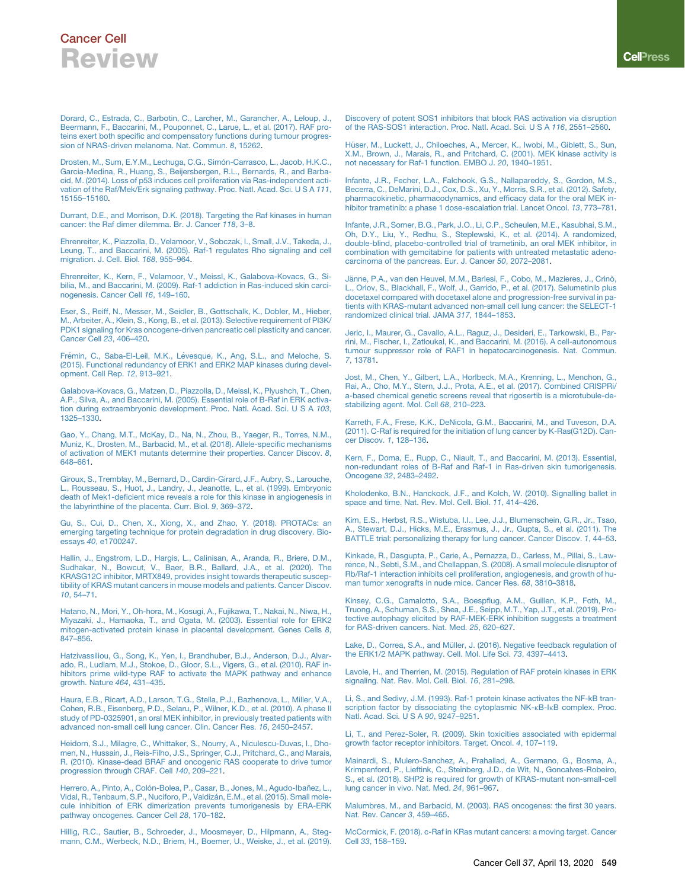Dorard, C., Estrada, C., Barbotin, C., Larcher, M., Garancher, A., Leloup, J., Beermann, F., Baccarini, M., Pouponnet, C., Larue, L., et al. (2017). RAF proteins exert both specific and compensatory functions during tumour progression of NRAS-driven melanoma. Nat. Commun. *8*, 15262.

Drosten, M., Sum, E.Y.M., Lechuga, C.G., Simón-Carrasco, L., Jacob, H.K.C., Garcia-Medina, R., Huang, S., Beijersbergen, R.L., Bernards, R., and Barbacid, M. (2014). Loss of p53 induces cell proliferation via Ras-independent activation of the Raf/Mek/Erk signaling pathway. Proc. Natl. Acad. Sci. U S A *111*, 15155–15160.

Durrant, D.E., and Morrison, D.K. (2018). Targeting the Raf kinases in human cancer: the Raf dimer dilemma. Br. J. Cancer *118*, 3–8.

Ehrenreiter, K., Piazzolla, D., Velamoor, V., Sobczak, I., Small, J.V., Takeda, J., Leung, T., and Baccarini, M. (2005). Raf-1 regulates Rho signaling and cell migration. J. Cell Biol. *168*, 955–964.

Ehrenreiter, K., Kern, F., Velamoor, V., Meissl, K., Galabova-Kovacs, G., Sibilia, M., and Baccarini, M. (2009). Raf-1 addiction in Ras-induced skin carcinogenesis. Cancer Cell *16*, 149–160.

Eser, S., Reiff, N., Messer, M., Seidler, B., Gottschalk, K., Dobler, M., Hieber, M., Arbeiter, A., Klein, S., Kong, B., et al. (2013). Selective requirement of PI3K/PDK1 signaling for Kras oncogene-driven pancreatic cell plasticity and cancer. Cancer Cell *23*, 406–420.

Frémin, C., Saba-El-Leil, M.K., Lévesque, K., Ang, S.L., and Meloche, S. (2015). Functional redundancy of ERK1 and ERK2 MAP kinases during development. Cell Rep. *12*, 913–921.

Galabova-Kovacs, G., Matzen, D., Piazzolla, D., Meissl, K., Plyushch, T., Chen, A.P., Silva, A., and Baccarini, M. (2005). Essential role of B-Raf in ERK activation during extraembryonic development. Proc. Natl. Acad. Sci. U S A *103*, 1325–1330.

Gao, Y., Chang, M.T., McKay, D., Na, N., Zhou, B., Yaeger, R., Torres, N.M., Muniz, K., Drosten, M., Barbacid, M., et al. (2018). Allele-specific mechanisms of activation of MEK1 mutants determine their properties. Cancer Discov. *8*, 648–661.

Giroux, S., Tremblay, M., Bernard, D., Cardin-Girard, J.F., Aubry, S., Larouche, L., Rousseau, S., Huot, J., Landry, J., Jeanotte, L., et al. (1999). Embryonic death of Mek1-deficient mice reveals a role for this kinase in angiogenesis in the labyrinthine of the placenta. Curr. Biol. *9*, 369–372.

Gu, S., Cui, D., Chen, X., Xiong, X., and Zhao, Y. (2018). PROTACs: an emerging targeting technique for protein degradation in drug discovery. Bioessays *40*, e1700247.

Hallin, J., Engstrom, L.D., Hargis, L., Calinisan, A., Aranda, R., Briere, D.M., Sudhakar, N., Bowcut, V., Baer, B.R., Ballard, J.A., et al. (2020). The KRASG12C inhibitor, MRTX849, provides insight toward therapeutic susceptibility of KRAS mutant cancers in mouse models and patients. Cancer Discov. *10*, 54–71.

Hatano, N., Mori, Y., Oh-hora, M., Kosugi, A., Fujikawa, T., Nakai, N., Niwa, H., Miyazaki, J., Hamaoka, T., and Ogata, M. (2003). Essential role for ERK2 mitogen-activated protein kinase in placental development. Genes Cells *8*, 847–856.

Hatzivassiliou, G., Song, K., Yen, I., Brandhuber, B.J., Anderson, D.J., Alvarado, R., Ludlam, M.J., Stokoe, D., Gloor, S.L., Vigers, G., et al. (2010). RAF inhibitors prime wild-type RAF to activate the MAPK pathway and enhance growth. Nature *464*, 431–435.

Haura, E.B., Ricart, A.D., Larson, T.G., Stella, P.J., Bazhenova, L., Miller, V.A., Cohen, R.B., Eisenberg, P.D., Selaru, P., Wilner, K.D., et al. (2010). A phase II study of PD-0325901, an oral MEK inhibitor, in previously treated patients with advanced non-small cell lung cancer. Clin. Cancer Res. *16*, 2450–2457.

Heidorn, S.J., Milagre, C., Whittaker, S., Nourry, A., Niculescu-Duvas, I., Dhomen, N., Hussain, J., Reis-Filho, J.S., Springer, C.J., Pritchard, C., and Marais, R. (2010). Kinase-dead BRAF and oncogenic RAS cooperate to drive tumor progression through CRAF. Cell *140*, 209–221.

Herrero, A., Pinto, A., Colón-Bolea, P., Casar, B., Jones, M., Agudo-Ibañez, L., Vidal, R., Tenbaum, S.P., Nuciforo, P., Valdizán, E.M., et al. (2015). Small molecule inhibition of ERK dimerization prevents tumorigenesis by ERA-ERK pathway oncogenes. Cancer Cell *28*, 170–182.

Hillig, R.C., Sautier, B., Schroeder, J., Moosmeyer, D., Hilpmann, A., Stegmann, C.M., Werbeck, N.D., Briem, H., Boemer, U., Weiske, J., et al. (2019). Discovery of potent SOS1 inhibitors that block RAS activation via disruption of the RAS-SOS1 interaction. Proc. Natl. Acad. Sci. U S A *116*, 2551–2560.

Hüser, M., Luckett, J., Chiloeches, A., Mercer, K., Iwobi, M., Giblett, S., Sun, X.M., Brown, J., Marais, R., and Pritchard, C. (2001). MEK kinase activity is not necessary for Raf-1 function. EMBO J. *20*, 1940–1951.

Infante, J.R., Fecher, L.A., Falchook, G.S., Nallapareddy, S., Gordon, M.S., Becerra, C., DeMarini, D.J., Cox, D.S., Xu, Y., Morris, S.R., et al. (2012). Safety, pharmacokinetic, pharmacodynamics, and efficacy data for the oral MEK inhibitor trametinib: a phase 1 dose-escalation trial. Lancet Oncol. *13*, 773–781.

Infante, J.R., Somer, B.G., Park, J.O., Li, C.P., Scheulen, M.E., Kasubhai, S.M., Oh, D.Y., Liu, Y., Redhu, S., Steplewski, K., et al. (2014). A randomized, double-blind, placebo-controlled trial of trametinib, an oral MEK inhibitor, in combination with gemcitabine for patients with untreated metastatic adenocarcinoma of the pancreas. Eur. J. Cancer *50*, 2072–2081.

Jänne, P.A., van den Heuvel, M.M., Barlesi, F., Cobo, M., Mazieres, J., Crinò, L., Orlov, S., Blackhall, F., Wolf, J., Garrido, P., et al. (2017). Selumetinib plus docetaxel compared with docetaxel alone and progression-free survival in patients with KRAS-mutant advanced non-small cell lung cancer: the SELECT-1 randomized clinical trial. JAMA *317*, 1844–1853.

Jeric, I., Maurer, G., Cavallo, A.L., Raguz, J., Desideri, E., Tarkowski, B., Parrini, M., Fischer, I., Zatloukal, K., and Baccarini, M. (2016). A cell-autonomous tumour suppressor role of RAF1 in hepatocarcinogenesis. Nat. Commun. *7*, 13781.

Jost, M., Chen, Y., Gilbert, L.A., Horlbeck, M.A., Krenning, L., Menchon, G., Rai, A., Cho, M.Y., Stern, J.J., Prota, A.E., et al. (2017). Combined CRISPRi/a-based chemical genetic screens reveal that rigosertib is a microtubule-destabilizing agent. Mol. Cell *68*, 210–223.

Karreth, F.A., Frese, K.K., DeNicola, G.M., Baccarini, M., and Tuveson, D.A. (2011). C-Raf is required for the initiation of lung cancer by K-Ras(G12D). Cancer Discov. *1*, 128–136.

Kern, F., Doma, E., Rupp, C., Niault, T., and Baccarini, M. (2013). Essential, non-redundant roles of B-Raf and Raf-1 in Ras-driven skin tumorigenesis. Oncogene *32*, 2483–2492.

Kholodenko, B.N., Hanckock, J.F., and Kolch, W. (2010). Signalling ballet in space and time. Nat. Rev. Mol. Cell. Biol. *11*, 414–426.

Kim, E.S., Herbst, R.S., Wistuba, I.I., Lee, J.J., Blumenschein, G.R., Jr., Tsao, A., Stewart, D.J., Hicks, M.E., Erasmus, J., Jr., Gupta, S., et al. (2011). The BATTLE trial: personalizing therapy for lung cancer. Cancer Discov. *1*, 44–53.

Kinkade, R., Dasgupta, P., Carie, A., Pernazza, D., Carless, M., Pillai, S., Lawrence, N., Sebti, S.M., and Chellappan, S. (2008). A small molecule disruptor of Rb/Raf-1 interaction inhibits cell proliferation, angiogenesis, and growth of human tumor xenografts in nude mice. Cancer Res. *68*, 3810–3818.

Kinsey, C.G., Camalotto, S.A., Boespflug, A.M., Guillen, K.P., Foth, M., Truong, A., Schuman, S.S., Shea, J.E., Seipp, M.T., Yap, J.T., et al. (2019). Protective autophagy elicited by RAF-MEK-ERK inhibition suggests a treatment for RAS-driven cancers. Nat. Med. *25*, 620–627.

Lake, D., Correa, S.A., and Müller, J. (2016). Negative feedback regulation of the ERK1/2 MAPK pathway. Cell. Mol. Life Sci. *73*, 4397–4413.

Lavoie, H., and Therrien, M. (2015). Regulation of RAF protein kinases in ERK signalling. Nat. Rev. Mol. Cell. Biol. *16*, 281–298.

Li, S., and Sedivy, J.M. (1993). Raf-1 protein kinase activates the NF-kB transcription factor by dissociating the cytoplasmic NK-κB-IκB complex. Proc. Natl. Acad. Sci. U S A *90*, 9247–9251.

Li, T., and Perez-Soler, R. (2009). Skin toxicities associated with epidermal growth factor receptor inhibitors. Target. Oncol. *4*, 107–119.

Mainardi, S., Mulero-Sanchez, A., Prahallad, A., Germano, G., Bosma, A., Krimpenford, P., Lieftink, C., Steinberg, J.D., de Wit, N., Goncalves-Robeiro, S., et al. (2018). SHP2 is required for growth of KRAS-mutant non-small-cell lung cancer in vivo. Nat. Med. *24*, 961–967.

Malumbres, M., and Barbacid, M. (2003). RAS oncogenes: the first 30 years. Nat. Rev. Cancer *3*, 459–465.

McCormick, F. (2018). c-Raf in KRas mutant cancers: a moving target. Cancer Cell *33*, 158–159.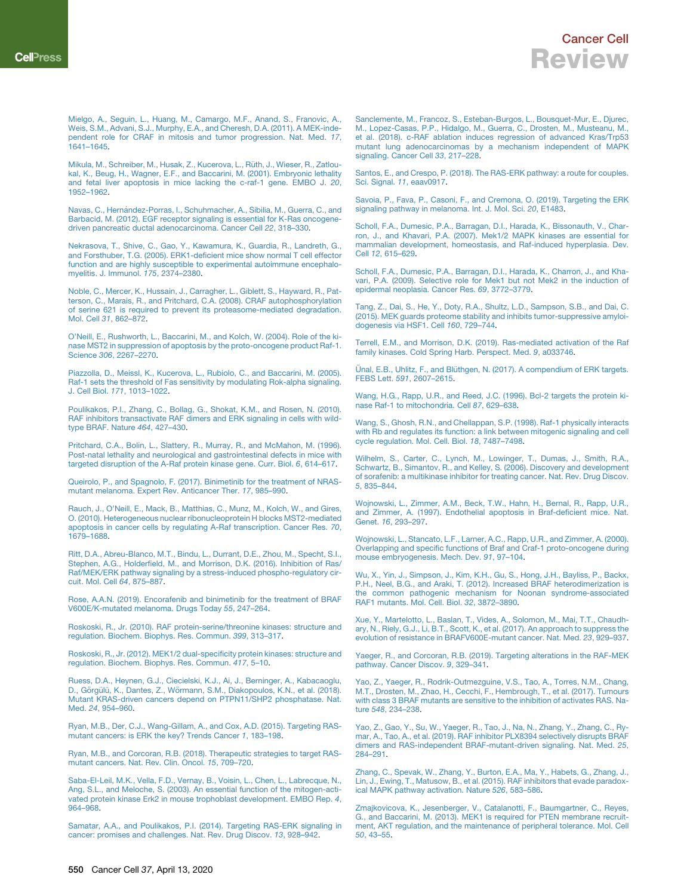Mielgo, A., Seguin, L., Huang, M., Camargo, M.F., Anand, S., Franovic, A., Weis, S.M., Advani, S.J., Murphy, E.A., and Cheresh, D.A. (2011). A MEK-independent role for CRAF in mitosis and tumor progression. Nat. Med. *17*, 1641–1645.

Mikula, M., Schreiber, M., Husak, Z., Kucerova, L., Rüth, J., Wieser, R., Zatloukal, K., Beug, H., Wagner, E.F., and Baccarini, M. (2001). Embryonic lethality and fetal liver apoptosis in mice lacking the c-raf-1 gene. EMBO J. *20*, 1952–1962.

Navas, C., Hernández-Porras, I., Schuhmacher, A., Sibilia, M., Guerra, C., and Barbacid, M. (2012). EGF receptor signaling is essential for K-Ras oncogene-driven pancreatic ductal adenocarcinoma. Cancer Cell *22*, 318–330.

Nekrasova, T., Shive, C., Gao, Y., Kawamura, K., Guardia, R., Landreth, G., and Forsthuber, T.G. (2005). ERK1-deficient mice show normal T cell effector function and are highly susceptible to experimental autoimmune encephalomyelitis. J. Immunol. *175*, 2374–2380.

Noble, C., Mercer, K., Hussain, J., Carragher, L., Giblett, S., Hayward, R., Patterson, C., Marais, R., and Pritchard, C.A. (2008). CRAF autophosphorylation of serine 621 is required to prevent its proteasome-mediated degradation. Mol. Cell *31*, 862–872.

O'Neill, E., Rushworth, L., Baccarini, M., and Kolch, W. (2004). Role of the kinase MST2 in suppression of apoptosis by the proto-oncogene product Raf-1. Science *306*, 2267–2270.

Piazzolla, D., Meissl, K., Kucerova, L., Rubiolo, C., and Baccarini, M. (2005). Raf-1 sets the threshold of Fas sensitivity by modulating Rok-alpha signaling. J. Cell Biol. *171*, 1013–1022.

Poulikakos, P.I., Zhang, C., Bollag, G., Shokat, K.M., and Rosen, N. (2010). RAF inhibitors transactivate RAF dimers and ERK signaling in cells with wild-type BRAF. Nature *464*, 427–430.

Pritchard, C.A., Bolin, L., Slattery, R., Murray, R., and McMahon, M. (1996). Post-natal lethality and neurological and gastrointestinal defects in mice with targeted disruption of the A-Raf protein kinase gene. Curr. Biol. *6*, 614–617.

Queirolo, P., and Spagnolo, F. (2017). Binimetinib for the treatment of NRAS-mutant melanoma. Expert Rev. Anticancer Ther. *17*, 985–990.

Rauch, J., O'Neill, E., Mack, B., Matthias, C., Munz, M., Kolch, W., and Gires, O. (2010). Heterogeneous nuclear ribonucleoprotein H blocks MST2-mediated apoptosis in cancer cells by regulating A-Raf transcription. Cancer Res. *70*, 1679–1688.

Ritt, D.A., Abreu-Blanco, M.T., Bindu, L., Durrant, D.E., Zhou, M., Specht, S.I., Stephen, A.G., Holderfield, M., and Morrison, D.K. (2016). Inhibition of Ras/Raf/MEK/ERK pathway signaling by a stress-induced phospho-regulatory circuit. Mol. Cell *64*, 875–887.

Rose, A.A.N. (2019). Encorafenib and binimetinib for the treatment of BRAF V600E/K-mutated melanoma. Drugs Today *55*, 247–264.

Roskoski, R., Jr. (2010). RAF protein-serine/threonine kinases: structure and regulation. Biochem. Biophys. Res. Commun. *399*, 313–317.

Roskoski, R., Jr. (2012). MEK1/2 dual-specificity protein kinases: structure and regulation. Biochem. Biophys. Res. Commun. *417*, 5–10.

Ruess, D.A., Heynen, G.J., Ciecielski, K.J., Ai, J., Berninger, A., Kabacaoglu, D., Görgülü, K., Dantes, Z., Wörmann, S.M., Diakopoulos, K.N., et al. (2018). Mutant KRAS-driven cancers depend on PTPN11/SHP2 phosphatase. Nat. Med. *24*, 954–960.

Ryan, M.B., Der, C.J., Wang-Gillam, A., and Cox, A.D. (2015). Targeting RAS-mutant cancers: is ERK the key? Trends Cancer *1*, 183–198.

Ryan, M.B., and Corcoran, R.B. (2018). Therapeutic strategies to target RAS-mutant cancers. Nat. Rev. Clin. Oncol. *15*, 709–720.

Saba-El-Leil, M.K., Vella, F.D., Vernay, B., Voisin, L., Chen, L., Labrecque, N., Ang, S.L., and Meloche, S. (2003). An essential function of the mitogen-activated protein kinase Erk2 in mouse trophoblast development. EMBO Rep. *4*, 964–968.

Samatar, A.A., and Poulikakos, P.I. (2014). Targeting RAS-ERK signaling in cancer: promises and challenges. Nat. Rev. Drug Discov. *13*, 928–942.

Sanclemente, M., Francoz, S., Esteban-Burgos, L., Bousquet-Mur, E., Djurec, M., Lopez-Casas, P.P., Hidalgo, M., Guerra, C., Drosten, M., Musteanu, M., et al. (2018). c-RAF ablation induces regression of advanced Kras/Trp53 mutant lung adenocarcinomas by a mechanism independent of MAPK signaling. Cancer Cell *33*, 217–228.

Santos, E., and Crespo, P. (2018). The RAS-ERK pathway: a route for couples. Sci. Signal. *11*, eaav0917.

Savoia, P., Fava, P., Casoni, F., and Cremona, O. (2019). Targeting the ERK signaling pathway in melanoma. Int. J. Mol. Sci. *20*, E1483.

Scholl, F.A., Dumesic, P.A., Barragan, D.I., Harada, K., Bissonauth, V., Charron, J., and Khavari, P.A. (2007). Mek1/2 MAPK kinases are essential for mammalian development, homeostasis, and Raf-induced hyperplasia. Dev. Cell *12*, 615–629.

Scholl, F.A., Dumesic, P.A., Barragan, D.I., Harada, K., Charron, J., and Khavari, P.A. (2009). Selective role for Mek1 but not Mek2 in the induction of epidermal neoplasia. Cancer Res. *69*, 3772–3779.

Tang, Z., Dai, S., He, Y., Doty, R.A., Shultz, L.D., Sampson, S.B., and Dai, C. (2015). MEK guards proteome stability and inhibits tumor-suppressive amyloidogenesis via HSF1. Cell *160*, 729–744.

Terrell, E.M., and Morrison, D.K. (2019). Ras-mediated activation of the Raf family kinases. Cold Spring Harb. Perspect. Med. *9*, a033746.

Ünal, E.B., Uhlitz, F., and Blüthgen, N. (2017). A compendium of ERK targets. FEBS Lett. *591*, 2607–2615.

Wang, H.G., Rapp, U.R., and Reed, J.C. (1996). Bcl-2 targets the protein kinase Raf-1 to mitochondria. Cell *87*, 629–638.

Wang, S., Ghosh, R.N., and Chellappan, S.P. (1998). Raf-1 physically interacts with Rb and regulates its function: a link between mitogenic signaling and cell cycle regulation. Mol. Cell. Biol. *18*, 7487–7498.

Wilhelm, S., Carter, C., Lynch, M., Lowinger, T., Dumas, J., Smith, R.A., Schwartz, B., Simantov, R., and Kelley, S. (2006). Discovery and development of sorafenib: a multikinase inhibitor for treating cancer. Nat. Rev. Drug Discov. *5*, 835–844.

Wojnowski, L., Zimmer, A.M., Beck, T.W., Hahn, H., Bernal, R., Rapp, U.R., and Zimmer, A. (1997). Endothelial apoptosis in Braf-deficient mice. Nat. Genet. *16*, 293–297.

Wojnowski, L., Stancato, L.F., Larner, A.C., Rapp, U.R., and Zimmer, A. (2000). Overlapping and specific functions of Braf and Craf-1 proto-oncogene during mouse embryogenesis. Mech. Dev. *91*, 97–104.

Wu, X., Yin, J., Simpson, J., Kim, K.H., Gu, S., Hong, J.H., Bayliss, P., Backx, P.H., Neel, B.G., and Araki, T. (2012). Increased BRAF heterodimerization is the common pathogenic mechanism for Noonan syndrome-associated RAF1 mutants. Mol. Cell. Biol. *32*, 3872–3890.

Xue, Y., Martelotto, L., Baslan, T., Vides, A., Solomon, M., Mai, T.T., Chaudhary, N., Riely, G.J., Li, B.T., Scott, K., et al. (2017). An approach to suppress the evolution of resistance in BRAFV600E-mutant cancer. Nat. Med. *23*, 929–937.

Yaeger, R., and Corcoran, R.B. (2019). Targeting alterations in the RAF-MEK pathway. Cancer Discov. *9*, 329–341.

Yao, Z., Yaeger, R., Rodrik-Outmezguine, V.S., Tao, A., Torres, N.M., Chang, M.T., Drosten, M., Zhao, H., Cecchi, F., Hembrough, T., et al. (2017). Tumours with class 3 BRAF mutants are sensitive to the inhibition of activates RAS. Nature *548*, 234–238.

Yao, Z., Gao, Y., Su, W., Yaeger, R., Tao, J., Na, N., Zhang, Y., Zhang, C., Rymar, A., Tao, A., et al. (2019). RAF inhibitor PLX8394 selectively disrupts BRAF dimers and RAS-independent BRAF-mutant-driven signaling. Nat. Med. *25*, 284–291.

Zhang, C., Spevak, W., Zhang, Y., Burton, E.A., Ma, Y., Habets, G., Zhang, J., Lin, J., Ewing, T., Matusow, B., et al. (2015). RAF inhibitors that evade paradoxical MAPK pathway activation. Nature *526*, 583–586.

Zmajkovicova, K., Jesenberger, V., Catalanotti, F., Baumgartner, C., Reyes, G., and Baccarini, M. (2013). MEK1 is required for PTEN membrane recruitment, AKT regulation, and the maintenance of peripheral tolerance. Mol. Cell *50*, 43–55.